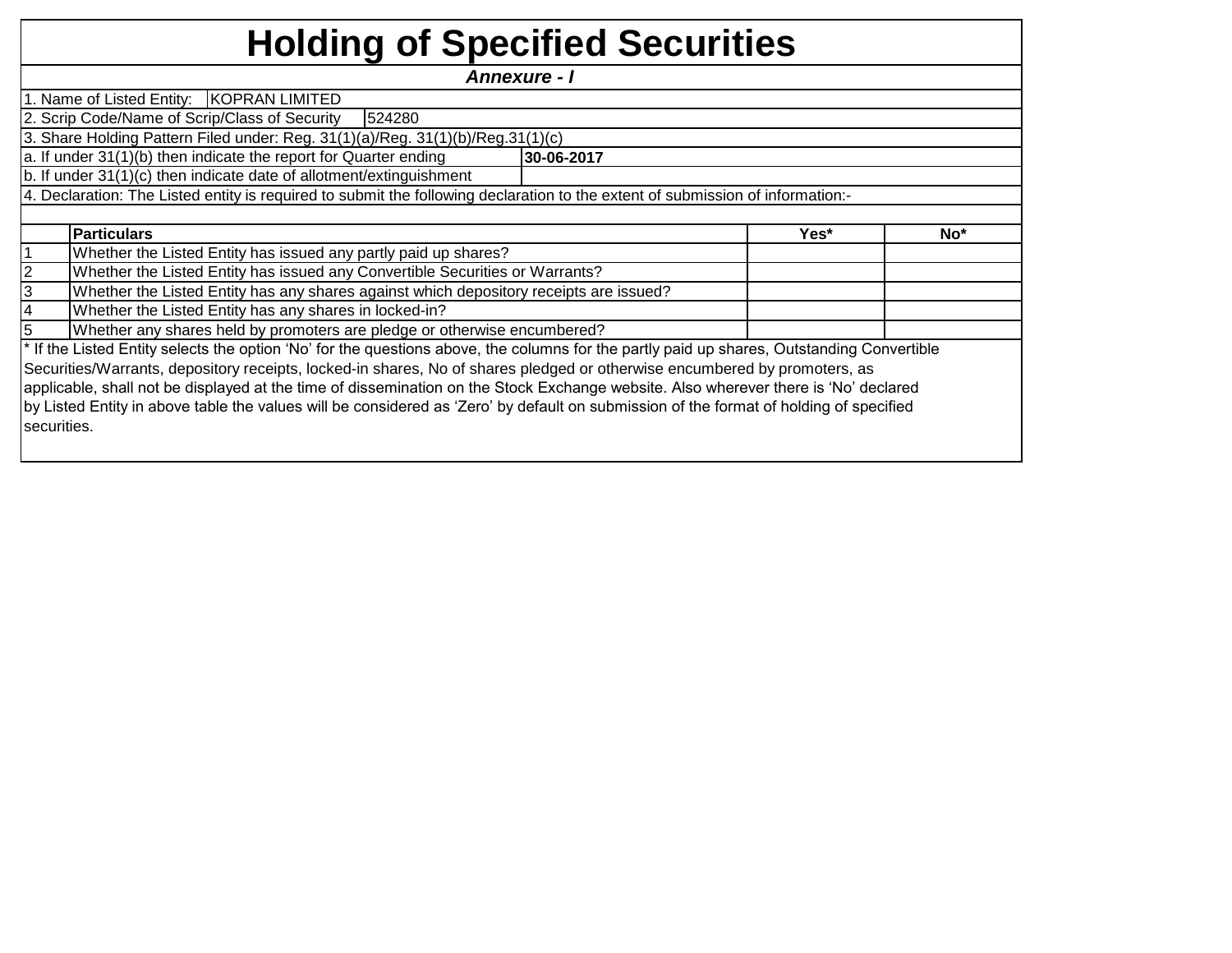# Holding of Specified Securities

***Annexure - I***

| | |
|---|---|
| 1. Name of Listed Entity: | KOPRAN LIMITED |
| 2. Scrip Code/Name of Scrip/Class of Security | 524280 |
| 3. Share Holding Pattern Filed under: Reg. 31(1)(a)/Reg. 31(1)(b)/Reg.31(1)(c) | |
| a. If under 31(1)(b) then indicate the report for Quarter ending | **30-06-2017** |
| b. If under 31(1)(c) then indicate date of allotment/extinguishment | |

4. Declaration: The Listed entity is required to submit the following declaration to the extent of submission of information:-

| | **Particulars** | **Yes*** | **No*** |
|---|---|---|---|
| 1 | Whether the Listed Entity has issued any partly paid up shares? | | |
| 2 | Whether the Listed Entity has issued any Convertible Securities or Warrants? | | |
| 3 | Whether the Listed Entity has any shares against which depository receipts are issued? | | |
| 4 | Whether the Listed Entity has any shares in locked-in? | | |
| 5 | Whether any shares held by promoters are pledge or otherwise encumbered? | | |

* If the Listed Entity selects the option 'No' for the questions above, the columns for the partly paid up shares, Outstanding Convertible Securities/Warrants, depository receipts, locked-in shares, No of shares pledged or otherwise encumbered by promoters, as applicable, shall not be displayed at the time of dissemination on the Stock Exchange website. Also wherever there is 'No' declared by Listed Entity in above table the values will be considered as 'Zero' by default on submission of the format of holding of specified securities.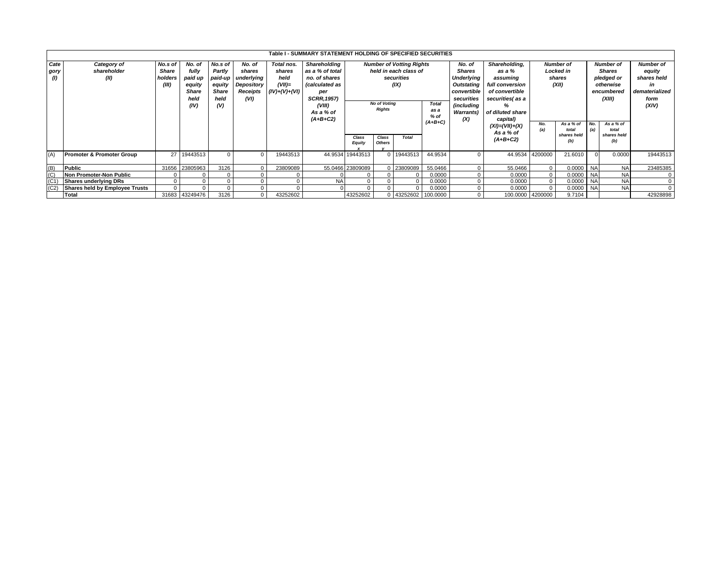**Table I - SUMMARY STATEMENT HOLDING OF SPECIFIED SECURITIES**

| Category (I) | Category of shareholder (II) | No.s of Share holders (III) | No. of fully paid up equity Share held (IV) | No.s of Partly paid-up equity Share held (V) | No. of shares underlying Depository Receipts (VI) | Total nos. shares held (VII)= (IV)+(V)+(VI) | Shareholding as a % of total no. of shares (calculated as per SCRR,1957) (VIII) As a % of (A+B+C2) | Number of Votting Rights held in each class of securities (IX) | | | | No. of Shares Underlying Outstating convertible securities (including Warrants) (X) | Shareholding, as a % assuming full conversion of convertible securities( as a % of diluted share capital) (XI)=(VII)+(X) As a % of (A+B+C2) | Number of Locked in shares (XII) | | Number of Shares pledged or otherwise encumbered (XIII) | | Number of equity shares held in dematerialized form (XIV) |
|---|---|---|---|---|---|---|---|---|---|---|---|---|---|---|---|---|---|---|
| | | | | | | | | No of Voting Rights | | | Total as a % of (A+B+C) | | | No. (a) | As a % of total shares held (b) | No. (a) | As a % of total shares held (b) | |
| | | | | | | | | Class Equity x | Class Others y | Total | | | | | | | | |
| (A) | **Promoter & Promoter Group** | 27 | 19443513 | 0 | 0 | 19443513 | 44.9534 | 19443513 | 0 | 19443513 | 44.9534 | 0 | 44.9534 | 4200000 | 21.6010 | 0 | 0.0000 | 19443513 |
| (B) | **Public** | 31656 | 23805963 | 3126 | 0 | 23809089 | 55.0466 | 23809089 | 0 | 23809089 | 55.0466 | 0 | 55.0466 | 0 | 0.0000 | NA | NA | 23485385 |
| (C) | **Non Promoter-Non Public** | 0 | 0 | 0 | 0 | 0 | 0 | 0 | 0 | 0 | 0.0000 | 0 | 0.0000 | 0 | 0.0000 | NA | NA | 0 |
| (C1) | **Shares underlying DRs** | 0 | 0 | 0 | 0 | 0 | NA | 0 | 0 | 0 | 0.0000 | 0 | 0.0000 | 0 | 0.0000 | NA | NA | 0 |
| (C2) | **Shares held by Employee Trusts** | 0 | 0 | 0 | 0 | 0 | 0 | 0 | 0 | 0 | 0.0000 | 0 | 0.0000 | 0 | 0.0000 | NA | NA | 0 |
| | **Total** | 31683 | 43249476 | 3126 | 0 | 43252602 | | 43252602 | 0 | 43252602 | 100.0000 | 0 | 100.0000 | 4200000 | 9.7104 | | | 42928898 |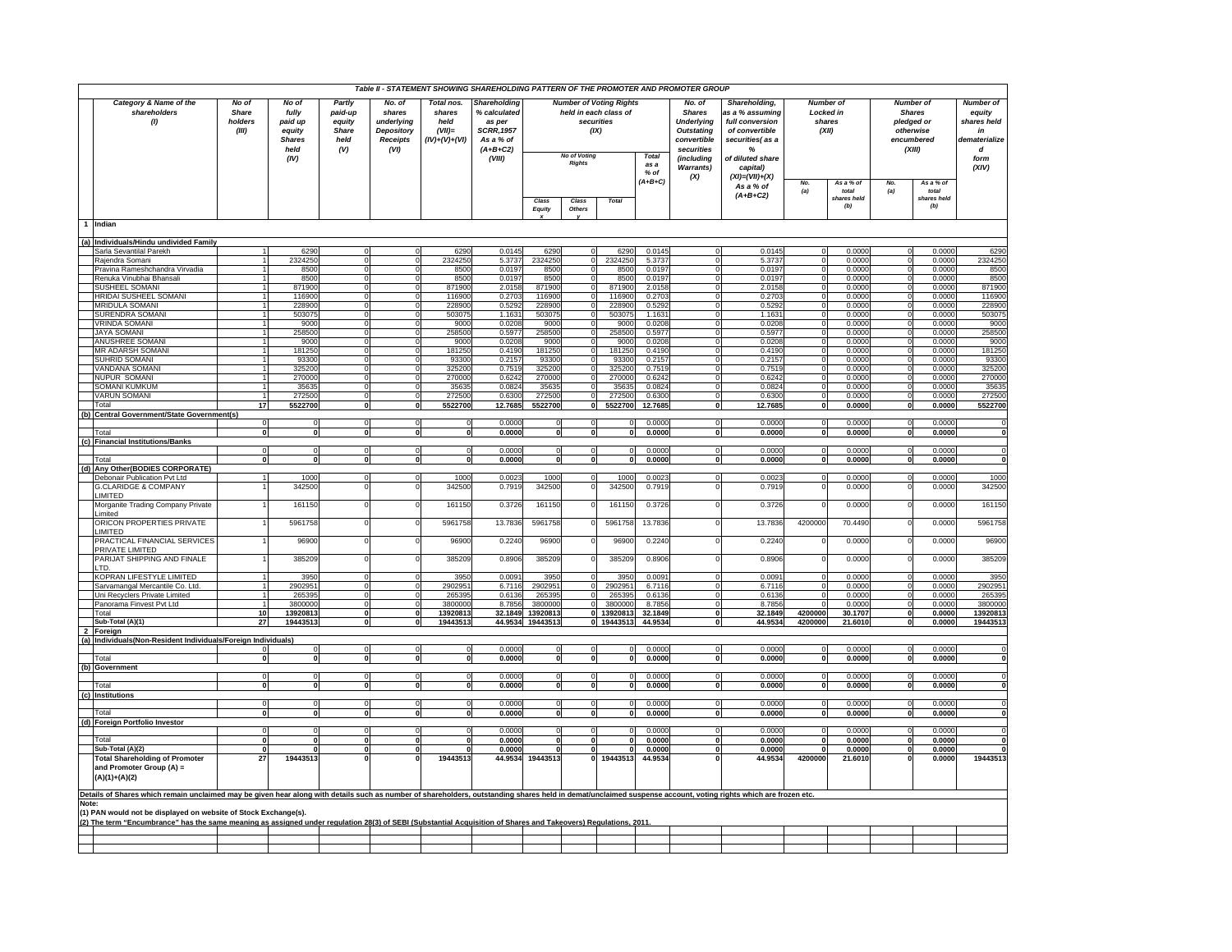## Table II - STATEMENT SHOWING SHAREHOLDING PATTERN OF THE PROMOTER AND PROMOTER GROUP

| | Category & Name of the shareholders (I) | No of Share holders (III) | No of fully paid up equity Shares held (IV) | Partly paid-up equity Share held (V) | No. of shares underlying Depository Receipts (VI) | Total nos. shares held (VII)= (IV)+(V)+(VI) | Shareholding % calculated as per SCRR,1957 As a % of (A+B+C2) (VIII) | Number of Voting Rights held in each class of securities (IX) | | | | No. of Shares Underlying Outstating convertible securities (including Warrants) (X) | Shareholding, as a % assuming full conversion of convertible securities( as a % of diluted share capital) (XI)=(VII)+(X) As a % of (A+B+C2) | Number of Locked in shares (XII) | | Number of Shares pledged or otherwise encumbered (XIII) | | Number of equity shares held in dematerialized form (XIV) |
|---|---|---|---|---|---|---|---|---|---|---|---|---|---|---|---|---|---|---|
| | | | | | | | | No of Voting Rights | | | Total as a % of (A+B+C) | | | No. (a) | As a % of total shares held (b) | No. (a) | As a % of total shares held (b) | |
| | | | | | | | | Class Equity x | Class Others y | Total | | | | | | | | |
| 1 | Indian | | | | | | | | | | | | | | | | | |
| (a) | Individuals/Hindu undivided Family | | | | | | | | | | | | | | | | | |
| | Sarla Sevantilal Parekh | 1 | 6290 | 0 | 0 | 6290 | 0.0145 | 6290 | 0 | 6290 | 0.0145 | 0 | 0.0145 | 0 | 0.0000 | 0 | 0.0000 | 6290 |
| | Rajendra Somani | 1 | 2324250 | 0 | 0 | 2324250 | 5.3737 | 2324250 | 0 | 2324250 | 5.3737 | 0 | 5.3737 | 0 | 0.0000 | 0 | 0.0000 | 2324250 |
| | Pravina Rameshchandra Virvadia | 1 | 8500 | 0 | 0 | 8500 | 0.0197 | 8500 | 0 | 8500 | 0.0197 | 0 | 0.0197 | 0 | 0.0000 | 0 | 0.0000 | 8500 |
| | Renuka Vinubhai Bhansali | 1 | 8500 | 0 | 0 | 8500 | 0.0197 | 8500 | 0 | 8500 | 0.0197 | 0 | 0.0197 | 0 | 0.0000 | 0 | 0.0000 | 8500 |
| | SUSHEEL SOMANI | 1 | 871900 | 0 | 0 | 871900 | 2.0158 | 871900 | 0 | 871900 | 2.0158 | 0 | 2.0158 | 0 | 0.0000 | 0 | 0.0000 | 871900 |
| | HRIDAI SUSHEEL SOMANI | 1 | 116900 | 0 | 0 | 116900 | 0.2703 | 116900 | 0 | 116900 | 0.2703 | 0 | 0.2703 | 0 | 0.0000 | 0 | 0.0000 | 116900 |
| | MRIDULA SOMANI | 1 | 228900 | 0 | 0 | 228900 | 0.5292 | 228900 | 0 | 228900 | 0.5292 | 0 | 0.5292 | 0 | 0.0000 | 0 | 0.0000 | 228900 |
| | SURENDRA SOMANI | 1 | 503075 | 0 | 0 | 503075 | 1.1631 | 503075 | 0 | 503075 | 1.1631 | 0 | 1.1631 | 0 | 0.0000 | 0 | 0.0000 | 503075 |
| | VRINDA SOMANI | 1 | 9000 | 0 | 0 | 9000 | 0.0208 | 9000 | 0 | 9000 | 0.0208 | 0 | 0.0208 | 0 | 0.0000 | 0 | 0.0000 | 9000 |
| | JAYA SOMANI | 1 | 258500 | 0 | 0 | 258500 | 0.5977 | 258500 | 0 | 258500 | 0.5977 | 0 | 0.5977 | 0 | 0.0000 | 0 | 0.0000 | 258500 |
| | ANUSHREE SOMANI | 1 | 9000 | 0 | 0 | 9000 | 0.0208 | 9000 | 0 | 9000 | 0.0208 | 0 | 0.0208 | 0 | 0.0000 | 0 | 0.0000 | 9000 |
| | MR ADARSH SOMANI | 1 | 181250 | 0 | 0 | 181250 | 0.4190 | 181250 | 0 | 181250 | 0.4190 | 0 | 0.4190 | 0 | 0.0000 | 0 | 0.0000 | 181250 |
| | SUHRID SOMANI | 1 | 93300 | 0 | 0 | 93300 | 0.2157 | 93300 | 0 | 93300 | 0.2157 | 0 | 0.2157 | 0 | 0.0000 | 0 | 0.0000 | 93300 |
| | VANDANA SOMANI | 1 | 325200 | 0 | 0 | 325200 | 0.7519 | 325200 | 0 | 325200 | 0.7519 | 0 | 0.7519 | 0 | 0.0000 | 0 | 0.0000 | 325200 |
| | NUPUR SOMANI | 1 | 270000 | 0 | 0 | 270000 | 0.6242 | 270000 | 0 | 270000 | 0.6242 | 0 | 0.6242 | 0 | 0.0000 | 0 | 0.0000 | 270000 |
| | SOMANI KUMKUM | 1 | 35635 | 0 | 0 | 35635 | 0.0824 | 35635 | 0 | 35635 | 0.0824 | 0 | 0.0824 | 0 | 0.0000 | 0 | 0.0000 | 35635 |
| | VARUN SOMANI | 1 | 272500 | 0 | 0 | 272500 | 0.6300 | 272500 | 0 | 272500 | 0.6300 | 0 | 0.6300 | 0 | 0.0000 | 0 | 0.0000 | 272500 |
| | Total | 17 | 5522700 | 0 | 0 | 5522700 | 12.7685 | 5522700 | 0 | 5522700 | 12.7685 | 0 | 12.7685 | 0 | 0.0000 | 0 | 0.0000 | 5522700 |
| (b) | Central Government/State Government(s) | | | | | | | | | | | | | | | | | |
| | | 0 | 0 | 0 | 0 | 0 | 0.0000 | 0 | 0 | 0 | 0.0000 | 0 | 0.0000 | 0 | 0.0000 | 0 | 0.0000 | 0 |
| | Total | 0 | 0 | 0 | 0 | 0 | 0.0000 | 0 | 0 | 0 | 0.0000 | 0 | 0.0000 | 0 | 0.0000 | 0 | 0.0000 | 0 |
| (c) | Financial Institutions/Banks | | | | | | | | | | | | | | | | | |
| | | 0 | 0 | 0 | 0 | 0 | 0.0000 | 0 | 0 | 0 | 0.0000 | 0 | 0.0000 | 0 | 0.0000 | 0 | 0.0000 | 0 |
| | Total | 0 | 0 | 0 | 0 | 0 | 0.0000 | 0 | 0 | 0 | 0.0000 | 0 | 0.0000 | 0 | 0.0000 | 0 | 0.0000 | 0 |
| (d) | Any Other(BODIES CORPORATE) | | | | | | | | | | | | | | | | | |
| | Debonair Publication Pvt Ltd | 1 | 1000 | 0 | 0 | 1000 | 0.0023 | 1000 | 0 | 1000 | 0.0023 | 0 | 0.0023 | 0 | 0.0000 | 0 | 0.0000 | 1000 |
| | G.CLARIDGE & COMPANY LIMITED | 1 | 342500 | 0 | 0 | 342500 | 0.7919 | 342500 | 0 | 342500 | 0.7919 | 0 | 0.7919 | 0 | 0.0000 | 0 | 0.0000 | 342500 |
| | Morganite Trading Company Private Limited | 1 | 161150 | 0 | 0 | 161150 | 0.3726 | 161150 | 0 | 161150 | 0.3726 | 0 | 0.3726 | 0 | 0.0000 | 0 | 0.0000 | 161150 |
| | ORICON PROPERTIES PRIVATE LIMITED | 1 | 5961758 | 0 | 0 | 5961758 | 13.7836 | 5961758 | 0 | 5961758 | 13.7836 | 0 | 13.7836 | 4200000 | 70.4490 | 0 | 0.0000 | 5961758 |
| | PRACTICAL FINANCIAL SERVICES PRIVATE LIMITED | 1 | 96900 | 0 | 0 | 96900 | 0.2240 | 96900 | 0 | 96900 | 0.2240 | 0 | 0.2240 | 0 | 0.0000 | 0 | 0.0000 | 96900 |
| | PARIJAT SHIPPING AND FINALE LTD. | 1 | 385209 | 0 | 0 | 385209 | 0.8906 | 385209 | 0 | 385209 | 0.8906 | 0 | 0.8906 | 0 | 0.0000 | 0 | 0.0000 | 385209 |
| | KOPRAN LIFESTYLE LIMITED | 1 | 3950 | 0 | 0 | 3950 | 0.0091 | 3950 | 0 | 3950 | 0.0091 | 0 | 0.0091 | 0 | 0.0000 | 0 | 0.0000 | 3950 |
| | Sarvamangal Mercantile Co. Ltd. | 1 | 2902951 | 0 | 0 | 2902951 | 6.7116 | 2902951 | 0 | 2902951 | 6.7116 | 0 | 6.7116 | 0 | 0.0000 | 0 | 0.0000 | 2902951 |
| | Uni Recyclers Private Limited | 1 | 265395 | 0 | 0 | 265395 | 0.6136 | 265395 | 0 | 265395 | 0.6136 | 0 | 0.6136 | 0 | 0.0000 | 0 | 0.0000 | 265395 |
| | Panorama Finvest Pvt Ltd | 1 | 3800000 | 0 | 0 | 3800000 | 8.7856 | 3800000 | 0 | 3800000 | 8.7856 | 0 | 8.7856 | 0 | 0.0000 | 0 | 0.0000 | 3800000 |
| | Total | 10 | 13920813 | 0 | 0 | 13920813 | 32.1849 | 13920813 | 0 | 13920813 | 32.1849 | 0 | 32.1849 | 4200000 | 30.1707 | 0 | 0.0000 | 13920813 |
| | Sub-Total (A)(1) | 27 | 19443513 | 0 | 0 | 19443513 | 44.9534 | 19443513 | 0 | 19443513 | 44.9534 | 0 | 44.9534 | 4200000 | 21.6010 | 0 | 0.0000 | 19443513 |
| 2 | Foreign | | | | | | | | | | | | | | | | | |
| (a) | Individuals(Non-Resident Individuals/Foreign Individuals) | | | | | | | | | | | | | | | | | |
| | | 0 | 0 | 0 | 0 | 0 | 0.0000 | 0 | 0 | 0 | 0.0000 | 0 | 0.0000 | 0 | 0.0000 | 0 | 0.0000 | 0 |
| | Total | 0 | 0 | 0 | 0 | 0 | 0.0000 | 0 | 0 | 0 | 0.0000 | 0 | 0.0000 | 0 | 0.0000 | 0 | 0.0000 | 0 |
| (b) | Government | | | | | | | | | | | | | | | | | |
| | | 0 | 0 | 0 | 0 | 0 | 0.0000 | 0 | 0 | 0 | 0.0000 | 0 | 0.0000 | 0 | 0.0000 | 0 | 0.0000 | 0 |
| | Total | 0 | 0 | 0 | 0 | 0 | 0.0000 | 0 | 0 | 0 | 0.0000 | 0 | 0.0000 | 0 | 0.0000 | 0 | 0.0000 | 0 |
| (c) | Institutions | | | | | | | | | | | | | | | | | |
| | | 0 | 0 | 0 | 0 | 0 | 0.0000 | 0 | 0 | 0 | 0.0000 | 0 | 0.0000 | 0 | 0.0000 | 0 | 0.0000 | 0 |
| | Total | 0 | 0 | 0 | 0 | 0 | 0.0000 | 0 | 0 | 0 | 0.0000 | 0 | 0.0000 | 0 | 0.0000 | 0 | 0.0000 | 0 |
| (d) | Foreign Portfolio Investor | | | | | | | | | | | | | | | | | |
| | | 0 | 0 | 0 | 0 | 0 | 0.0000 | 0 | 0 | 0 | 0.0000 | 0 | 0.0000 | 0 | 0.0000 | 0 | 0.0000 | 0 |
| | Total | 0 | 0 | 0 | 0 | 0 | 0.0000 | 0 | 0 | 0 | 0.0000 | 0 | 0.0000 | 0 | 0.0000 | 0 | 0.0000 | 0 |
| | Sub-Total (A)(2) | 0 | 0 | 0 | 0 | 0 | 0.0000 | 0 | 0 | 0 | 0.0000 | 0 | 0.0000 | 0 | 0.0000 | 0 | 0.0000 | 0 |
| | Total Shareholding of Promoter and Promoter Group (A) = (A)(1)+(A)(2) | 27 | 19443513 | 0 | 0 | 19443513 | 44.9534 | 19443513 | 0 | 19443513 | 44.9534 | 0 | 44.9534 | 4200000 | 21.6010 | 0 | 0.0000 | 19443513 |

**Details of Shares which remain unclaimed may be given hear along with details such as number of shareholders, outstanding shares held in demat/unclaimed suspense account, voting rights which are frozen etc.**

**Note:**

**(1) PAN would not be displayed on website of Stock Exchange(s).**

**(2) The term "Encumbrance" has the same meaning as assigned under regulation 28(3) of SEBI (Substantial Acquisition of Shares and Takeovers) Regulations, 2011.**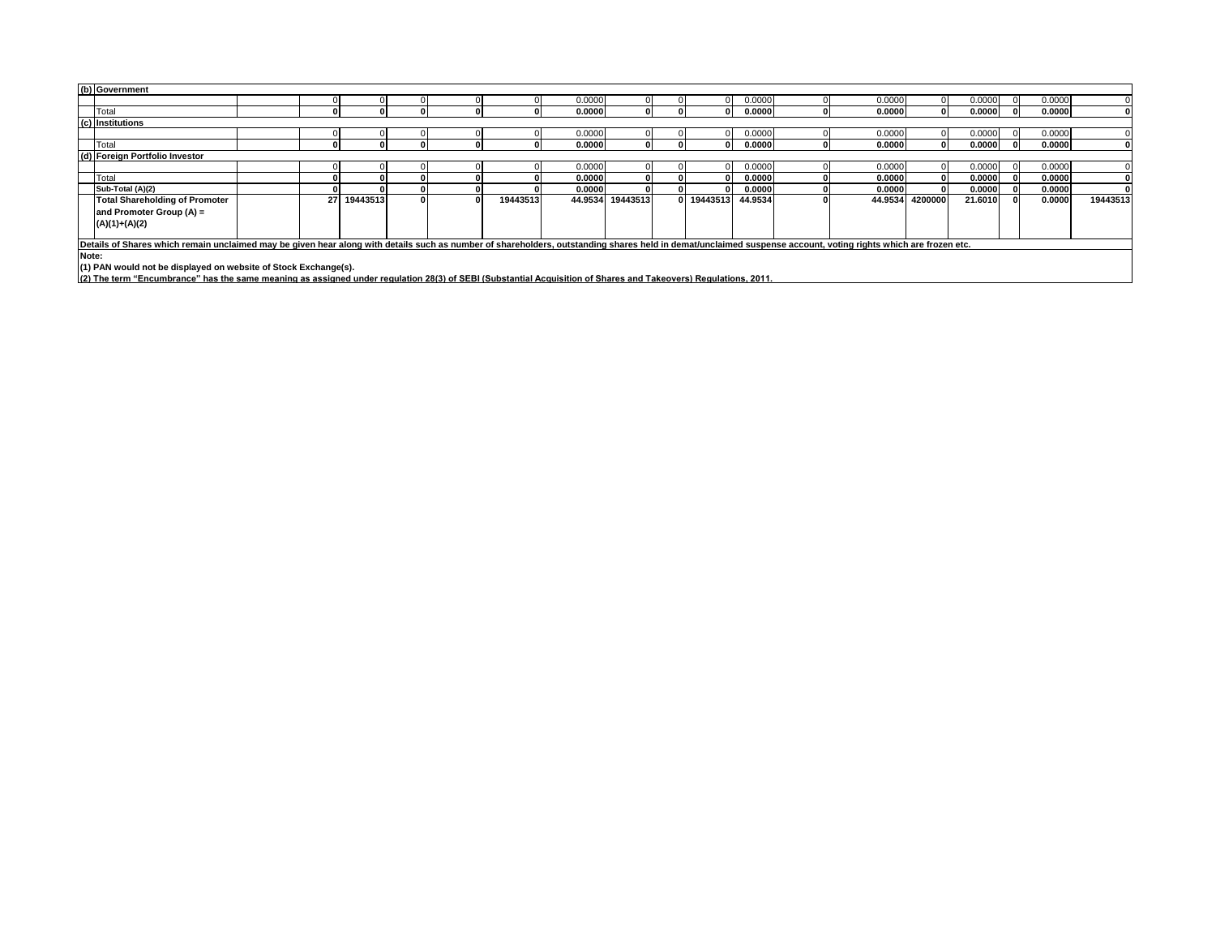| (b) | Government | | | | | | | | | | | | | | | | | | |
|---|---|---|---|---|---|---|---|---|---|---|---|---|---|---|---|---|---|---|---|
| | | | 0 | 0 | 0 | 0 | 0 | 0.0000 | 0 | 0 | 0 | 0.0000 | 0 | 0.0000 | 0 | 0.0000 | 0 | 0.0000 | 0 |
| | Total | | **0** | **0** | **0** | **0** | **0** | **0.0000** | **0** | **0** | **0** | **0.0000** | **0** | **0.0000** | **0** | **0.0000** | **0** | **0.0000** | **0** |
| (c) | **Institutions** | | | | | | | | | | | | | | | | | | |
| | | | 0 | 0 | 0 | 0 | 0 | 0.0000 | 0 | 0 | 0 | 0.0000 | 0 | 0.0000 | 0 | 0.0000 | 0 | 0.0000 | 0 |
| | Total | | **0** | **0** | **0** | **0** | **0** | **0.0000** | **0** | **0** | **0** | **0.0000** | **0** | **0.0000** | **0** | **0.0000** | **0** | **0.0000** | **0** |
| (d) | **Foreign Portfolio Investor** | | | | | | | | | | | | | | | | | | |
| | | | 0 | 0 | 0 | 0 | 0 | 0.0000 | 0 | 0 | 0 | 0.0000 | 0 | 0.0000 | 0 | 0.0000 | 0 | 0.0000 | 0 |
| | Total | | **0** | **0** | **0** | **0** | **0** | **0.0000** | **0** | **0** | **0** | **0.0000** | **0** | **0.0000** | **0** | **0.0000** | **0** | **0.0000** | **0** |
| | **Sub-Total (A)(2)** | | **0** | **0** | **0** | **0** | **0** | **0.0000** | **0** | **0** | **0** | **0.0000** | **0** | **0.0000** | **0** | **0.0000** | **0** | **0.0000** | **0** |
| | **Total Shareholding of Promoter and Promoter Group (A) = (A)(1)+(A)(2)** | | **27** | **19443513** | **0** | **0** | **19443513** | **44.9534** | **19443513** | **0** | **19443513** | **44.9534** | **0** | **44.9534** | **4200000** | **21.6010** | **0** | **0.0000** | **19443513** |

**Details of Shares which remain unclaimed may be given hear along with details such as number of shareholders, outstanding shares held in demat/unclaimed suspense account, voting rights which are frozen etc.**

**Note:**

**(1) PAN would not be displayed on website of Stock Exchange(s).**

**(2) The term "Encumbrance" has the same meaning as assigned under regulation 28(3) of SEBI (Substantial Acquisition of Shares and Takeovers) Regulations, 2011.**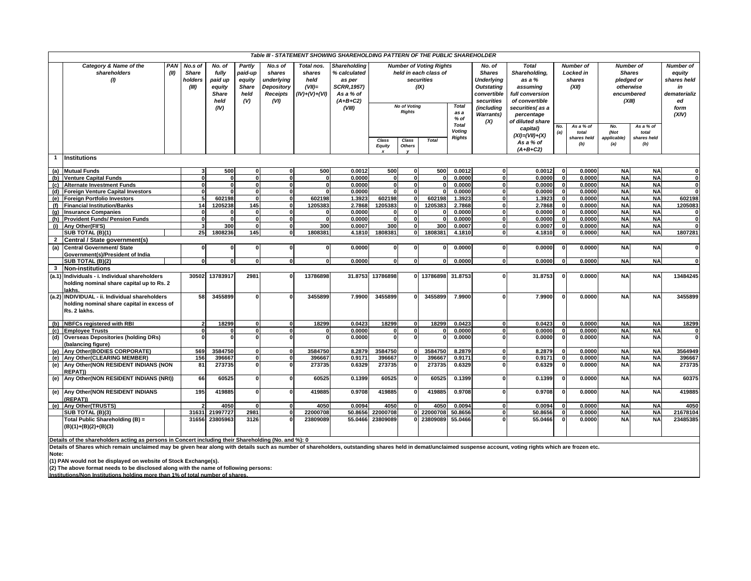## Table III - STATEMENT SHOWING SHAREHOLDING PATTERN OF THE PUBLIC SHAREHOLDER

| | Category & Name of the shareholders (I) | PAN (II) | No.s of Share holders (III) | No. of fully paid up equity Share held (IV) | Partly paid-up equity Share held (V) | No.s of shares underlying Depository Receipts (VI) | Total nos. shares held (VII)= (IV)+(V)+(VI) | Shareholding % calculated as per SCRR,1957) As a % of (A+B+C2) (VIII) | Number of Voting Rights held in each class of securities (IX) | | | | No. of Shares Underlying Outstating convertible securities (including Warrants) (X) | Total Shareholding, as a % assuming full conversion of convertible securities( as a percentage of diluted share capital) (XI)=(VII)+(X) As a % of (A+B+C2) | Number of Locked in shares (XII) | | Number of Shares pledged or otherwise encumbered (XIII) | | Number of equity shares held in dematerialized form (XIV) |
|---|---|---|---|---|---|---|---|---|---|---|---|---|---|---|---|---|---|---|---|
| | | | | | | | | | No of Voting Rights | | | Total as a % of Total Voting Rights | | | | | | | |
| | | | | | | | | | Class Equity x | Class Others y | Total | | | | No. (a) | As a % of total shares held (b) | No. (Not applicable) (a) | As a % of total shares held (b) | |
| **1** | **Institutions** | | | | | | | | | | | | | | | | | | |
| (a) | Mutual Funds | | 3 | 500 | 0 | 0 | 500 | 0.0012 | 500 | 0 | 500 | 0.0012 | 0 | 0.0012 | 0 | 0.0000 | NA | NA | 0 |
| (b) | Venture Capital Funds | | 0 | 0 | 0 | 0 | 0 | 0.0000 | 0 | 0 | 0 | 0.0000 | 0 | 0.0000 | 0 | 0.0000 | NA | NA | 0 |
| (c) | Alternate Investment Funds | | 0 | 0 | 0 | 0 | 0 | 0.0000 | 0 | 0 | 0 | 0.0000 | 0 | 0.0000 | 0 | 0.0000 | NA | NA | 0 |
| (d) | Foreign Venture Capital Investors | | 0 | 0 | 0 | 0 | 0 | 0.0000 | 0 | 0 | 0 | 0.0000 | 0 | 0.0000 | 0 | 0.0000 | NA | NA | 0 |
| (e) | Foreign Portfolio Investors | | 5 | 602198 | 0 | 0 | 602198 | 1.3923 | 602198 | 0 | 602198 | 1.3923 | 0 | 1.3923 | 0 | 0.0000 | NA | NA | 602198 |
| (f) | Financial Institution/Banks | | 14 | 1205238 | 145 | 0 | 1205383 | 2.7868 | 1205383 | 0 | 1205383 | 2.7868 | 0 | 2.7868 | 0 | 0.0000 | NA | NA | 1205083 |
| (g) | Insurance Companies | | 0 | 0 | 0 | 0 | 0 | 0.0000 | 0 | 0 | 0 | 0.0000 | 0 | 0.0000 | 0 | 0.0000 | NA | NA | 0 |
| (h) | Provident Funds/ Pension Funds | | 0 | 0 | 0 | 0 | 0 | 0.0000 | 0 | 0 | 0 | 0.0000 | 0 | 0.0000 | 0 | 0.0000 | NA | NA | 0 |
| (i) | Any Other(FII'S) | | 3 | 300 | 0 | 0 | 300 | 0.0007 | 300 | 0 | 300 | 0.0007 | 0 | 0.0007 | 0 | 0.0000 | NA | NA | 0 |
| | SUB TOTAL (B)(1) | | 25 | 1808236 | 145 | 0 | 1808381 | 4.1810 | 1808381 | 0 | 1808381 | 4.1810 | 0 | 4.1810 | 0 | 0.0000 | NA | NA | 1807281 |
| **2** | **Central / State government(s)** | | | | | | | | | | | | | | | | | | |
| (a) | Central Government/ State Government(s)/President of India | | 0 | 0 | 0 | 0 | 0 | 0.0000 | 0 | 0 | 0 | 0.0000 | 0 | 0.0000 | 0 | 0.0000 | NA | NA | 0 |
| | SUB TOTAL (B)(2) | | 0 | 0 | 0 | 0 | 0 | 0.0000 | 0 | 0 | 0 | 0.0000 | 0 | 0.0000 | 0 | 0.0000 | NA | NA | 0 |
| **3** | **Non-institutions** | | | | | | | | | | | | | | | | | | |
| (a.1) | Individuals - i. Individual shareholders holding nominal share capital up to Rs. 2 lakhs. | | 30502 | 13783917 | 2981 | 0 | 13786898 | 31.8753 | 13786898 | 0 | 13786898 | 31.8753 | 0 | 31.8753 | 0 | 0.0000 | NA | NA | 13484245 |
| (a.2) | INDIVIDUAL - ii. Individual shareholders holding nominal share capital in excess of Rs. 2 lakhs. | | 58 | 3455899 | 0 | 0 | 3455899 | 7.9900 | 3455899 | 0 | 3455899 | 7.9900 | 0 | 7.9900 | 0 | 0.0000 | NA | NA | 3455899 |
| (b) | NBFCs registered with RBI | | 2 | 18299 | 0 | 0 | 18299 | 0.0423 | 18299 | 0 | 18299 | 0.0423 | 0 | 0.0423 | 0 | 0.0000 | NA | NA | 18299 |
| (c) | Employee Trusts | | 0 | 0 | 0 | 0 | 0 | 0.0000 | 0 | 0 | 0 | 0.0000 | 0 | 0.0000 | 0 | 0.0000 | NA | NA | 0 |
| (d) | Overseas Depositories (holding DRs) (balancing figure) | | 0 | 0 | 0 | 0 | 0 | 0.0000 | 0 | 0 | 0 | 0.0000 | 0 | 0.0000 | 0 | 0.0000 | NA | NA | 0 |
| (e) | Any Other(BODIES CORPORATE) | | 569 | 3584750 | 0 | 0 | 3584750 | 8.2879 | 3584750 | 0 | 3584750 | 8.2879 | 0 | 8.2879 | 0 | 0.0000 | NA | NA | 3564949 |
| (e) | Any Other(CLEARING MEMBER) | | 156 | 396667 | 0 | 0 | 396667 | 0.9171 | 396667 | 0 | 396667 | 0.9171 | 0 | 0.9171 | 0 | 0.0000 | NA | NA | 396667 |
| (e) | Any Other(NON RESIDENT INDIANS (NON REPAT)) | | 81 | 273735 | 0 | 0 | 273735 | 0.6329 | 273735 | 0 | 273735 | 0.6329 | 0 | 0.6329 | 0 | 0.0000 | NA | NA | 273735 |
| (e) | Any Other(NON RESIDENT INDIANS (NRI)) | | 66 | 60525 | 0 | 0 | 60525 | 0.1399 | 60525 | 0 | 60525 | 0.1399 | 0 | 0.1399 | 0 | 0.0000 | NA | NA | 60375 |
| (e) | Any Other(NON RESIDENT INDIANS (REPAT)) | | 195 | 419885 | 0 | 0 | 419885 | 0.9708 | 419885 | 0 | 419885 | 0.9708 | 0 | 0.9708 | 0 | 0.0000 | NA | NA | 419885 |
| (e) | Any Other(TRUSTS) | | 2 | 4050 | 0 | 0 | 4050 | 0.0094 | 4050 | 0 | 4050 | 0.0094 | 0 | 0.0094 | 0 | 0.0000 | NA | NA | 4050 |
| | SUB TOTAL (B)(3) | | 31631 | 21997727 | 2981 | 0 | 22000708 | 50.8656 | 22000708 | 0 | 22000708 | 50.8656 | 0 | 50.8656 | 0 | 0.0000 | NA | NA | 21678104 |
| | Total Public Shareholding (B) = (B)(1)+(B)(2)+(B)(3) | | 31656 | 23805963 | 3126 | 0 | 23809089 | 55.0466 | 23809089 | 0 | 23809089 | 55.0466 | 0 | 55.0466 | 0 | 0.0000 | NA | NA | 23485385 |

**Details of the shareholders acting as persons in Concert including their Shareholding (No. and %): 0**

**Details of Shares which remain unclaimed may be given hear along with details such as number of shareholders, outstanding shares held in demat/unclaimed suspense account, voting rights which are frozen etc.**

**Note:**

**(1) PAN would not be displayed on website of Stock Exchange(s).**

**(2) The above format needs to be disclosed along with the name of following persons:**

**Institutions/Non Institutions holding more than 1% of total number of shares.**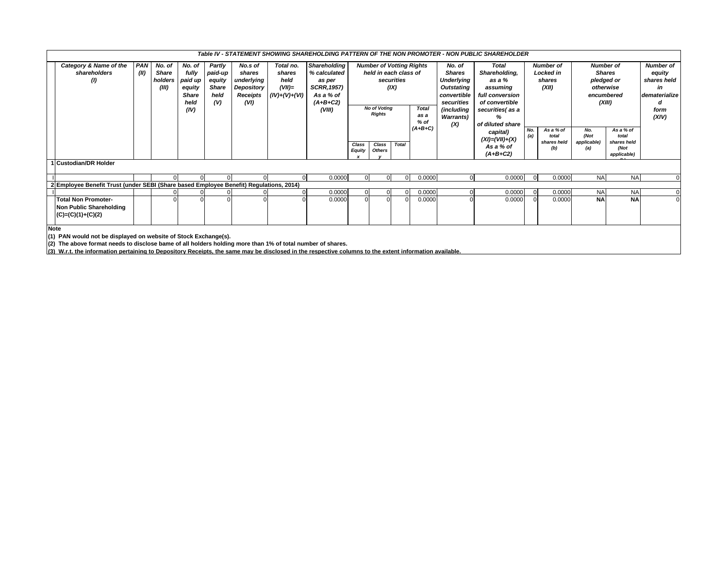**Table IV - STATEMENT SHOWING SHAREHOLDING PATTERN OF THE NON PROMOTER - NON PUBLIC SHAREHOLDER**

| | Category & Name of the shareholders (I) | PAN (II) | No. of Share holders (III) | No. of fully paid up equity Share held (IV) | Partly paid-up equity Share held (V) | No.s of shares underlying Depository Receipts (VI) | Total no. shares held (VII)= (IV)+(V)+(VI) | Shareholding % calculated as per SCRR,1957) As a % of (A+B+C2) (VIII) | Number of Votting Rights held in each class of securities (IX) | | | | No. of Shares Underlying Outstating convertible securities (including Warrants) (X) | Total Shareholding, as a % assuming full conversion of convertible securities( as a % of diluted share capital) (XI)=(VII)+(X) As a % of (A+B+C2) | Number of Locked in shares (XII) | | Number of Shares pledged or otherwise encumbered (XIII) | | Number of equity shares held in dematerialized form (XIV) |
|---|---|---|---|---|---|---|---|---|---|---|---|---|---|---|---|---|---|---|---|
| | | | | | | | | | No of Voting Rights | | | Total as a % of (A+B+C) | | | No. (a) | As a % of total shares held (b) | No. (Not applicable) (a) | As a % of total shares held (Not applicable) (b) | |
| | | | | | | | | | Class Equity x | Class Others y | Total | | | | | | | | |
| 1 | Custodian/DR Holder | | | | | | | | | | | | | | | | | | |
| I | | | 0 | 0 | 0 | 0 | 0 | 0.0000 | 0 | 0 | 0 | 0.0000 | 0 | 0.0000 | 0 | 0.0000 | NA | NA | 0 |
| 2 | Employee Benefit Trust (under SEBI (Share based Employee Benefit) Regulations, 2014) | | | | | | | | | | | | | | | | | | |
| I | | | 0 | 0 | 0 | 0 | 0 | 0.0000 | 0 | 0 | 0 | 0.0000 | 0 | 0.0000 | 0 | 0.0000 | NA | NA | 0 |
| | **Total Non Promoter- Non Public Shareholding (C)=(C)(1)+(C)(2)** | | 0 | 0 | 0 | 0 | 0 | 0.0000 | 0 | 0 | 0 | 0.0000 | 0 | 0.0000 | 0 | 0.0000 | **NA** | **NA** | 0 |

**Note**

**(1) PAN would not be displayed on website of Stock Exchange(s).**

**(2) The above format needs to disclose bame of all holders holding more than 1% of total number of shares.**

**(3) W.r.t. the information pertaining to Depository Receipts, the same may be disclosed in the respective columns to the extent information available.**